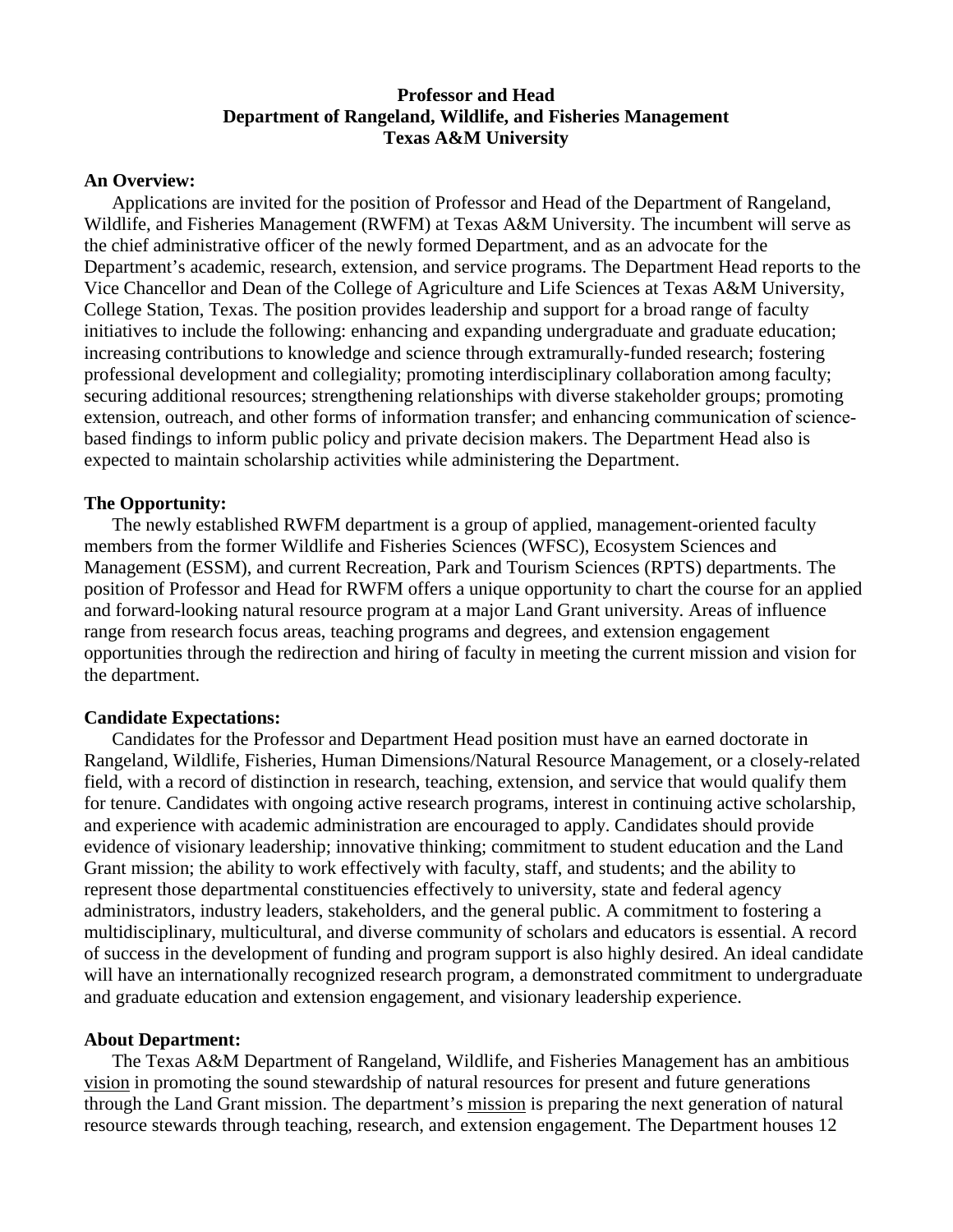**Professor and Head**
**Department of Rangeland, Wildlife, and Fisheries Management**
**Texas A&M University**

**An Overview:**

Applications are invited for the position of Professor and Head of the Department of Rangeland, Wildlife, and Fisheries Management (RWFM) at Texas A&M University. The incumbent will serve as the chief administrative officer of the newly formed Department, and as an advocate for the Department's academic, research, extension, and service programs. The Department Head reports to the Vice Chancellor and Dean of the College of Agriculture and Life Sciences at Texas A&M University, College Station, Texas. The position provides leadership and support for a broad range of faculty initiatives to include the following: enhancing and expanding undergraduate and graduate education; increasing contributions to knowledge and science through extramurally-funded research; fostering professional development and collegiality; promoting interdisciplinary collaboration among faculty; securing additional resources; strengthening relationships with diverse stakeholder groups; promoting extension, outreach, and other forms of information transfer; and enhancing communication of science-based findings to inform public policy and private decision makers. The Department Head also is expected to maintain scholarship activities while administering the Department.

**The Opportunity:**

The newly established RWFM department is a group of applied, management-oriented faculty members from the former Wildlife and Fisheries Sciences (WFSC), Ecosystem Sciences and Management (ESSM), and current Recreation, Park and Tourism Sciences (RPTS) departments. The position of Professor and Head for RWFM offers a unique opportunity to chart the course for an applied and forward-looking natural resource program at a major Land Grant university. Areas of influence range from research focus areas, teaching programs and degrees, and extension engagement opportunities through the redirection and hiring of faculty in meeting the current mission and vision for the department.

**Candidate Expectations:**

Candidates for the Professor and Department Head position must have an earned doctorate in Rangeland, Wildlife, Fisheries, Human Dimensions/Natural Resource Management, or a closely-related field, with a record of distinction in research, teaching, extension, and service that would qualify them for tenure. Candidates with ongoing active research programs, interest in continuing active scholarship, and experience with academic administration are encouraged to apply. Candidates should provide evidence of visionary leadership; innovative thinking; commitment to student education and the Land Grant mission; the ability to work effectively with faculty, staff, and students; and the ability to represent those departmental constituencies effectively to university, state and federal agency administrators, industry leaders, stakeholders, and the general public. A commitment to fostering a multidisciplinary, multicultural, and diverse community of scholars and educators is essential. A record of success in the development of funding and program support is also highly desired. An ideal candidate will have an internationally recognized research program, a demonstrated commitment to undergraduate and graduate education and extension engagement, and visionary leadership experience.

**About Department:**

The Texas A&M Department of Rangeland, Wildlife, and Fisheries Management has an ambitious vision in promoting the sound stewardship of natural resources for present and future generations through the Land Grant mission. The department's mission is preparing the next generation of natural resource stewards through teaching, research, and extension engagement. The Department houses 12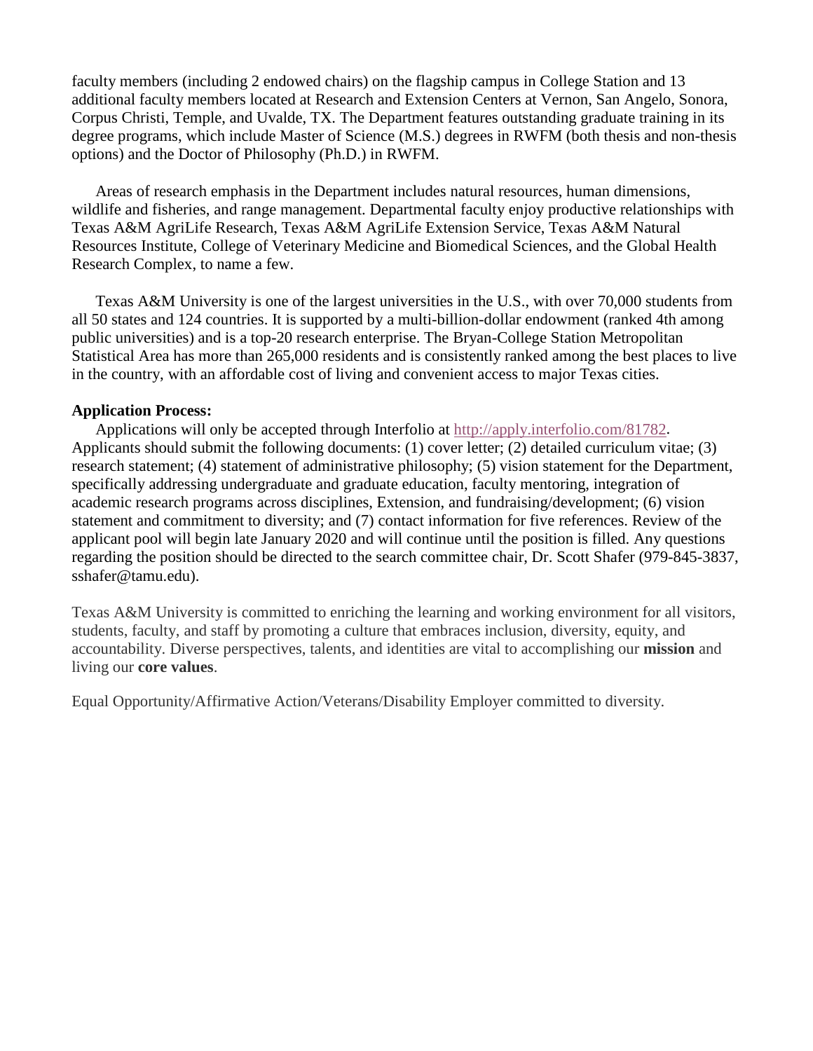faculty members (including 2 endowed chairs) on the flagship campus in College Station and 13 additional faculty members located at Research and Extension Centers at Vernon, San Angelo, Sonora, Corpus Christi, Temple, and Uvalde, TX. The Department features outstanding graduate training in its degree programs, which include Master of Science (M.S.) degrees in RWFM (both thesis and non-thesis options) and the Doctor of Philosophy (Ph.D.) in RWFM.

Areas of research emphasis in the Department includes natural resources, human dimensions, wildlife and fisheries, and range management. Departmental faculty enjoy productive relationships with Texas A&M AgriLife Research, Texas A&M AgriLife Extension Service, Texas A&M Natural Resources Institute, College of Veterinary Medicine and Biomedical Sciences, and the Global Health Research Complex, to name a few.

Texas A&M University is one of the largest universities in the U.S., with over 70,000 students from all 50 states and 124 countries. It is supported by a multi-billion-dollar endowment (ranked 4th among public universities) and is a top-20 research enterprise. The Bryan-College Station Metropolitan Statistical Area has more than 265,000 residents and is consistently ranked among the best places to live in the country, with an affordable cost of living and convenient access to major Texas cities.

**Application Process:**

Applications will only be accepted through Interfolio at [http://apply.interfolio.com/81782](http://apply.interfolio.com/81782). Applicants should submit the following documents: (1) cover letter; (2) detailed curriculum vitae; (3) research statement; (4) statement of administrative philosophy; (5) vision statement for the Department, specifically addressing undergraduate and graduate education, faculty mentoring, integration of academic research programs across disciplines, Extension, and fundraising/development; (6) vision statement and commitment to diversity; and (7) contact information for five references. Review of the applicant pool will begin late January 2020 and will continue until the position is filled. Any questions regarding the position should be directed to the search committee chair, Dr. Scott Shafer (979-845-3837, sshafer@tamu.edu).

Texas A&M University is committed to enriching the learning and working environment for all visitors, students, faculty, and staff by promoting a culture that embraces inclusion, diversity, equity, and accountability. Diverse perspectives, talents, and identities are vital to accomplishing our **mission** and living our **core values**.

Equal Opportunity/Affirmative Action/Veterans/Disability Employer committed to diversity.